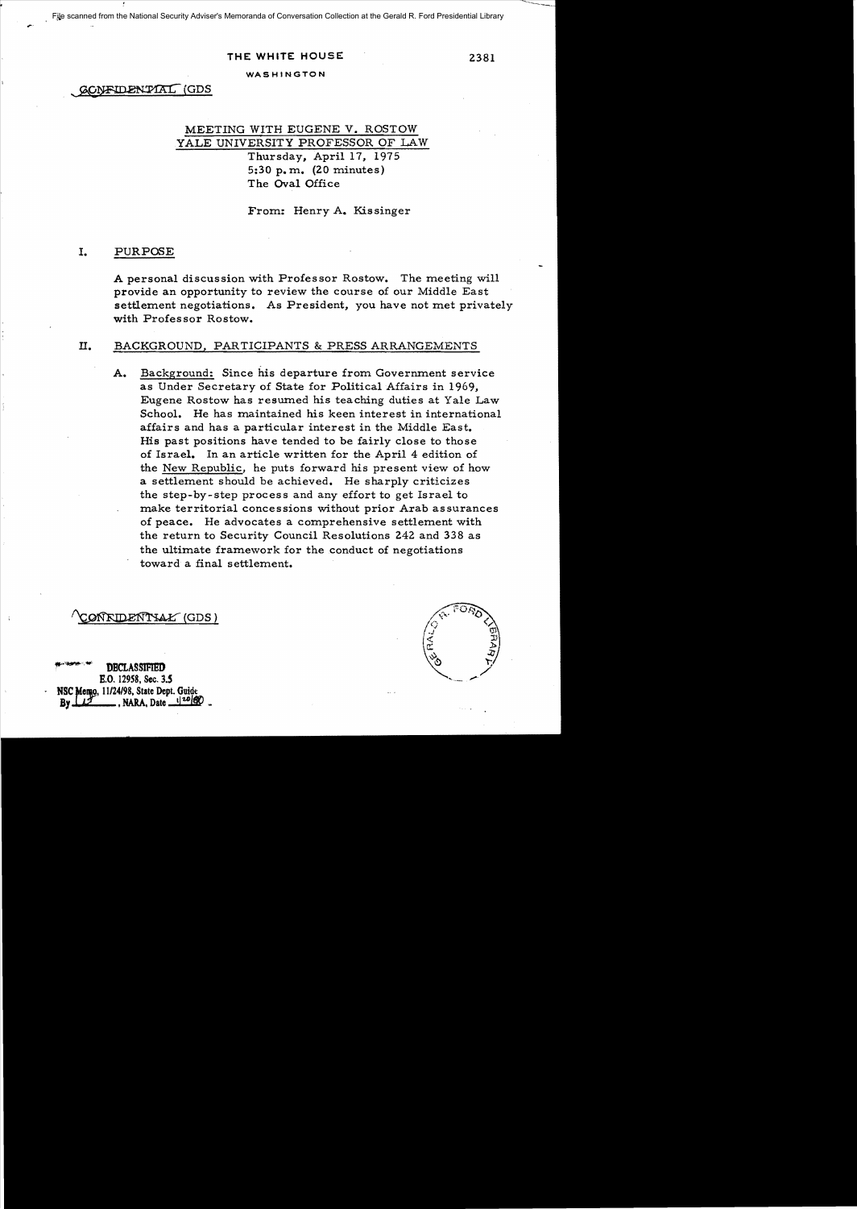File scanned from the National Security Adviser's Memoranda of Conversation Collection at the Gerald R. Ford Presidential Library

THE WHITE HOUSE

WASHINGTON

2381

CONFIDENTIAL (GDS

MEETING WITH EUGENE V. ROSTOW
YALE UNIVERSITY PROFESSOR OF LAW
Thursday, April 17, 1975
5:30 p.m. (20 minutes)
The Oval Office

From: Henry A. Kissinger

## I. PURPOSE

A personal discussion with Professor Rostow. The meeting will provide an opportunity to review the course of our Middle East settlement negotiations. As President, you have not met privately with Professor Rostow.

## II. BACKGROUND, PARTICIPANTS & PRESS ARRANGEMENTS

A. Background: Since his departure from Government service as Under Secretary of State for Political Affairs in 1969, Eugene Rostow has resumed his teaching duties at Yale Law School. He has maintained his keen interest in international affairs and has a particular interest in the Middle East. His past positions have tended to be fairly close to those of Israel. In an article written for the April 4 edition of the New Republic, he puts forward his present view of how a settlement should be achieved. He sharply criticizes the step-by-step process and any effort to get Israel to make territorial concessions without prior Arab assurances of peace. He advocates a comprehensive settlement with the return to Security Council Resolutions 242 and 338 as the ultimate framework for the conduct of negotiations toward a final settlement.

CONFIDENTIAL (GDS)

DECLASSIFIED
E.O. 12958, Sec. 3.5
NSC Memo, 11/24/98, State Dept. Guide
By ____, NARA, Date 1/20/00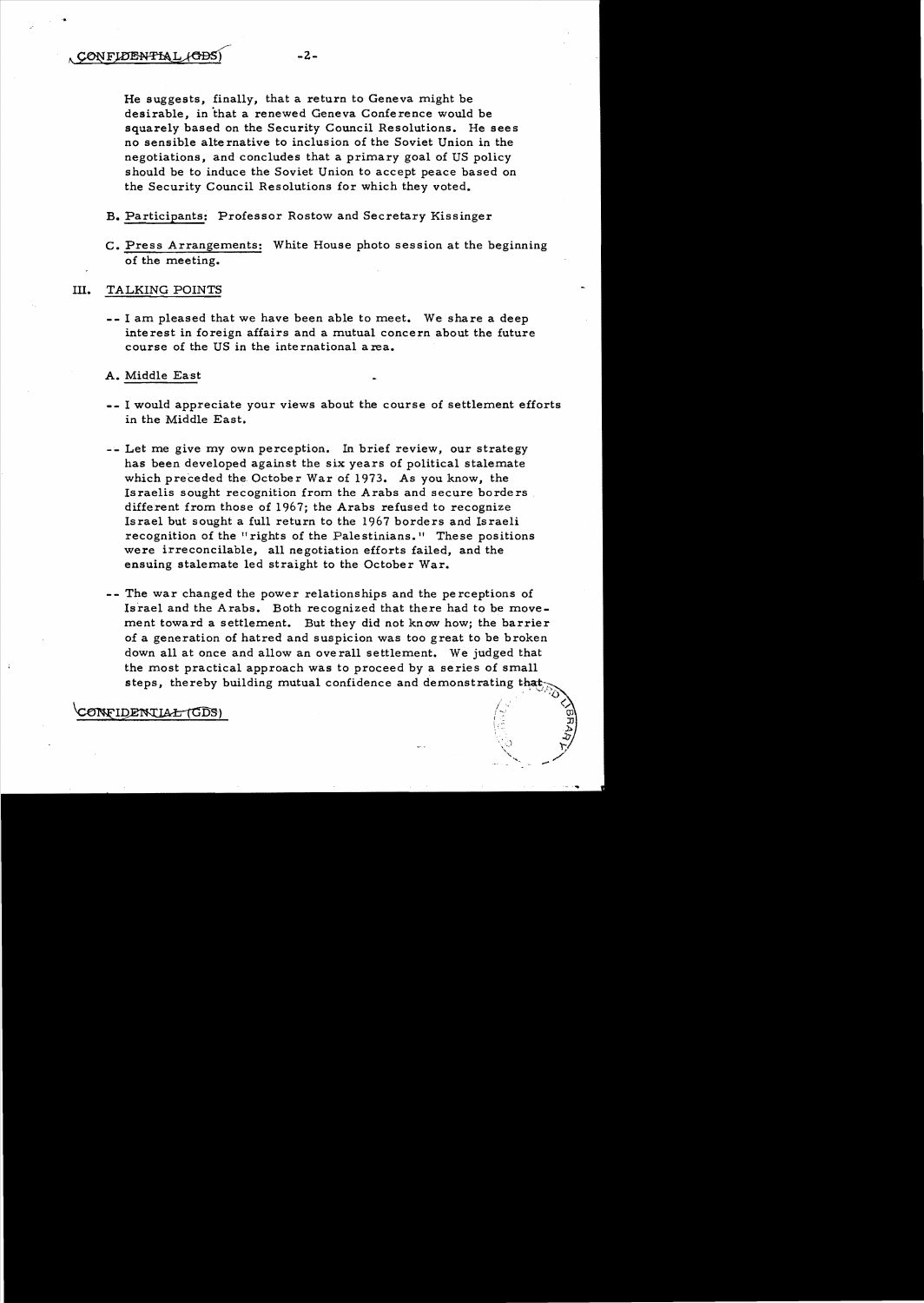He suggests, finally, that a return to Geneva might be desirable, in that a renewed Geneva Conference would be squarely based on the Security Council Resolutions. He sees no sensible alternative to inclusion of the Soviet Union in the negotiations, and concludes that a primary goal of US policy should be to induce the Soviet Union to accept peace based on the Security Council Resolutions for which they voted.

B. Participants: Professor Rostow and Secretary Kissinger

C. Press Arrangements: White House photo session at the beginning of the meeting.

## III. TALKING POINTS

-- I am pleased that we have been able to meet. We share a deep interest in foreign affairs and a mutual concern about the future course of the US in the international area.

A. Middle East

-- I would appreciate your views about the course of settlement efforts in the Middle East.

-- Let me give my own perception. In brief review, our strategy has been developed against the six years of political stalemate which preceded the October War of 1973. As you know, the Israelis sought recognition from the Arabs and secure borders different from those of 1967; the Arabs refused to recognize Israel but sought a full return to the 1967 borders and Israeli recognition of the "rights of the Palestinians." These positions were irreconcilable, all negotiation efforts failed, and the ensuing stalemate led straight to the October War.

-- The war changed the power relationships and the perceptions of Israel and the Arabs. Both recognized that there had to be movement toward a settlement. But they did not know how; the barrier of a generation of hatred and suspicion was too great to be broken down all at once and allow an overall settlement. We judged that the most practical approach was to proceed by a series of small steps, thereby building mutual confidence and demonstrating that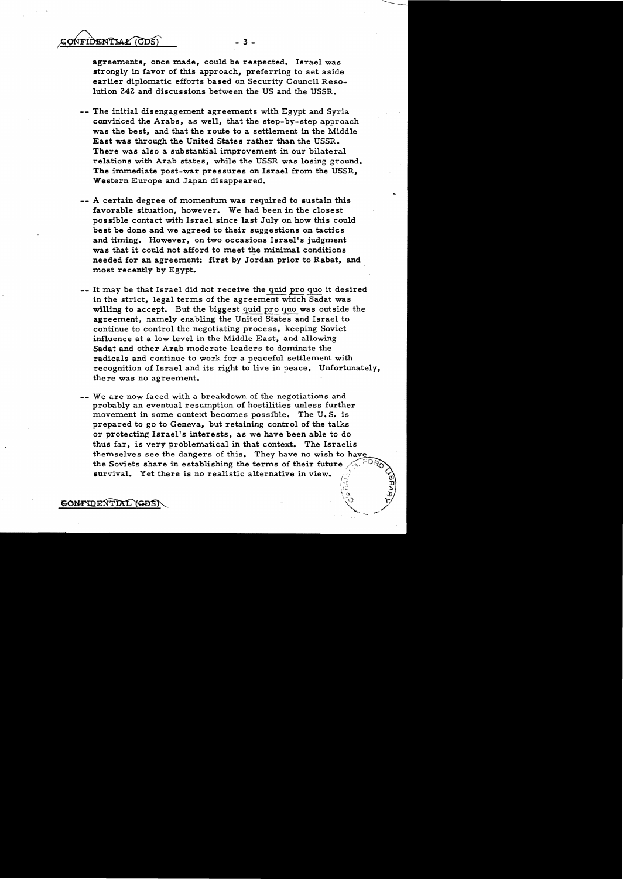agreements, once made, could be respected. Israel was strongly in favor of this approach, preferring to set aside earlier diplomatic efforts based on Security Council Resolution 242 and discussions between the US and the USSR.

-- The initial disengagement agreements with Egypt and Syria convinced the Arabs, as well, that the step-by-step approach was the best, and that the route to a settlement in the Middle East was through the United States rather than the USSR. There was also a substantial improvement in our bilateral relations with Arab states, while the USSR was losing ground. The immediate post-war pressures on Israel from the USSR, Western Europe and Japan disappeared.

-- A certain degree of momentum was required to sustain this favorable situation, however. We had been in the closest possible contact with Israel since last July on how this could best be done and we agreed to their suggestions on tactics and timing. However, on two occasions Israel's judgment was that it could not afford to meet the minimal conditions needed for an agreement: first by Jordan prior to Rabat, and most recently by Egypt.

-- It may be that Israel did not receive the quid pro quo it desired in the strict, legal terms of the agreement which Sadat was willing to accept. But the biggest quid pro quo was outside the agreement, namely enabling the United States and Israel to continue to control the negotiating process, keeping Soviet influence at a low level in the Middle East, and allowing Sadat and other Arab moderate leaders to dominate the radicals and continue to work for a peaceful settlement with recognition of Israel and its right to live in peace. Unfortunately, there was no agreement.

-- We are now faced with a breakdown of the negotiations and probably an eventual resumption of hostilities unless further movement in some context becomes possible. The U.S. is prepared to go to Geneva, but retaining control of the talks or protecting Israel's interests, as we have been able to do thus far, is very problematical in that context. The Israelis themselves see the dangers of this. They have no wish to have the Soviets share in establishing the terms of their future survival. Yet there is no realistic alternative in view.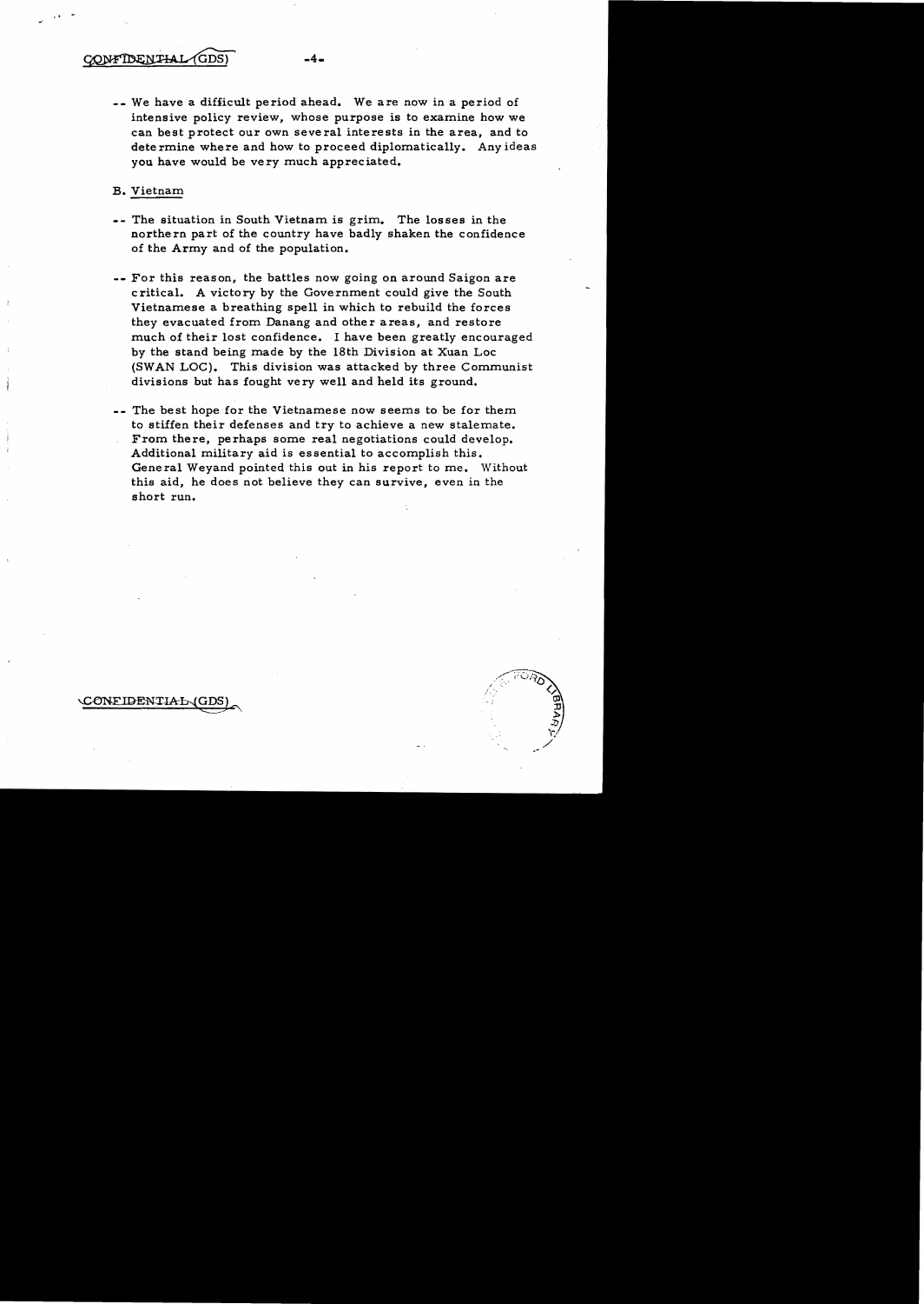CONFIDENTIAL (GDS)

-- We have a difficult period ahead. We are now in a period of intensive policy review, whose purpose is to examine how we can best protect our own several interests in the area, and to determine where and how to proceed diplomatically. Any ideas you have would be very much appreciated.

B. Vietnam

-- The situation in South Vietnam is grim. The losses in the northern part of the country have badly shaken the confidence of the Army and of the population.

-- For this reason, the battles now going on around Saigon are critical. A victory by the Government could give the South Vietnamese a breathing spell in which to rebuild the forces they evacuated from Danang and other areas, and restore much of their lost confidence. I have been greatly encouraged by the stand being made by the 18th Division at Xuan Loc (SWAN LOC). This division was attacked by three Communist divisions but has fought very well and held its ground.

-- The best hope for the Vietnamese now seems to be for them to stiffen their defenses and try to achieve a new stalemate. From there, perhaps some real negotiations could develop. Additional military aid is essential to accomplish this. General Weyand pointed this out in his report to me. Without this aid, he does not believe they can survive, even in the short run.

CONFIDENTIAL (GDS)